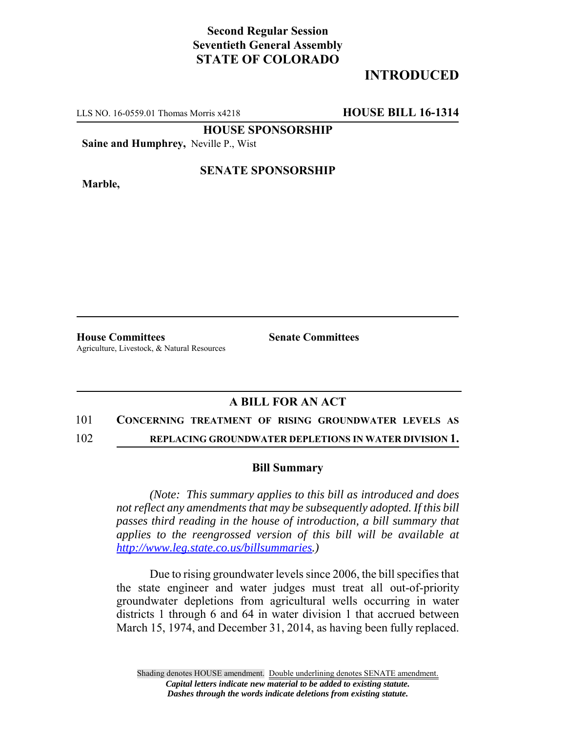**Second Regular Session**
**Seventieth General Assembly**
**STATE OF COLORADO**

# INTRODUCED

LLS NO. 16-0559.01 Thomas Morris x4218 **HOUSE BILL 16-1314**

**HOUSE SPONSORSHIP**

**Saine and Humphrey,** Neville P., Wist

**SENATE SPONSORSHIP**

**Marble,**

**House Committees**
Agriculture, Livestock, & Natural Resources

**Senate Committees**

## A BILL FOR AN ACT

101 **CONCERNING TREATMENT OF RISING GROUNDWATER LEVELS AS**
102 **REPLACING GROUNDWATER DEPLETIONS IN WATER DIVISION 1.**

### Bill Summary

*(Note: This summary applies to this bill as introduced and does not reflect any amendments that may be subsequently adopted. If this bill passes third reading in the house of introduction, a bill summary that applies to the reengrossed version of this bill will be available at http://www.leg.state.co.us/billsummaries.)*

Due to rising groundwater levels since 2006, the bill specifies that the state engineer and water judges must treat all out-of-priority groundwater depletions from agricultural wells occurring in water districts 1 through 6 and 64 in water division 1 that accrued between March 15, 1974, and December 31, 2014, as having been fully replaced.

Shading denotes HOUSE amendment. Double underlining denotes SENATE amendment.
*Capital letters indicate new material to be added to existing statute.*
*Dashes through the words indicate deletions from existing statute.*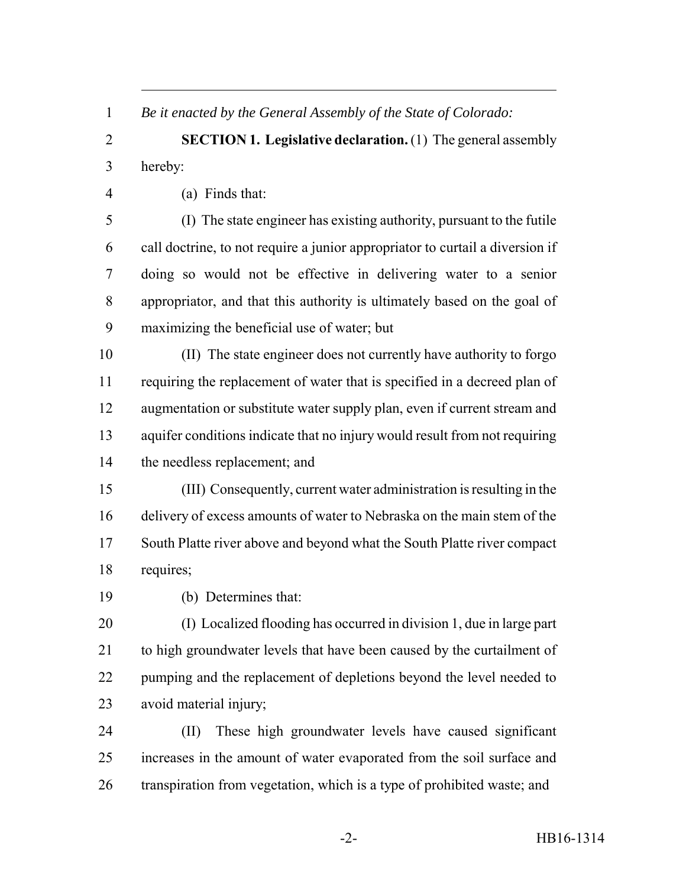*Be it enacted by the General Assembly of the State of Colorado:*

**SECTION 1. Legislative declaration.** (1) The general assembly hereby:

(a) Finds that:

(I) The state engineer has existing authority, pursuant to the futile call doctrine, to not require a junior appropriator to curtail a diversion if doing so would not be effective in delivering water to a senior appropriator, and that this authority is ultimately based on the goal of maximizing the beneficial use of water; but

(II) The state engineer does not currently have authority to forgo requiring the replacement of water that is specified in a decreed plan of augmentation or substitute water supply plan, even if current stream and aquifer conditions indicate that no injury would result from not requiring the needless replacement; and

(III) Consequently, current water administration is resulting in the delivery of excess amounts of water to Nebraska on the main stem of the South Platte river above and beyond what the South Platte river compact requires;

(b) Determines that:

(I) Localized flooding has occurred in division 1, due in large part to high groundwater levels that have been caused by the curtailment of pumping and the replacement of depletions beyond the level needed to avoid material injury;

(II) These high groundwater levels have caused significant increases in the amount of water evaporated from the soil surface and transpiration from vegetation, which is a type of prohibited waste; and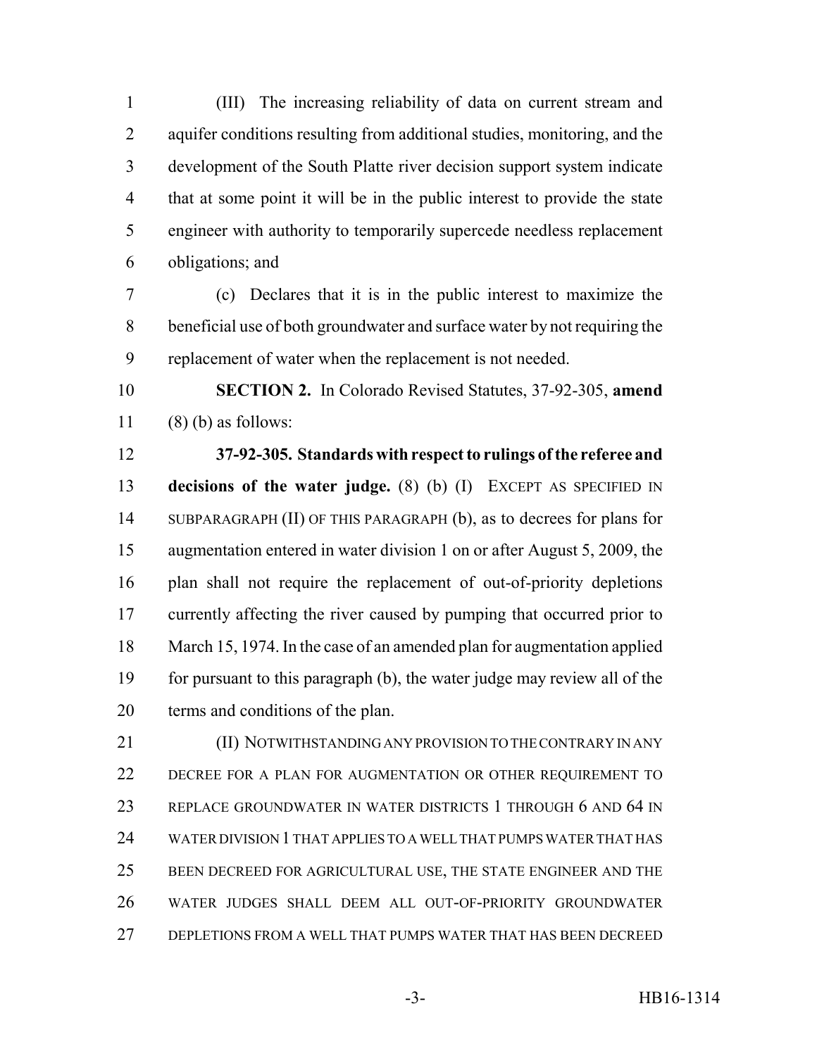(III) The increasing reliability of data on current stream and aquifer conditions resulting from additional studies, monitoring, and the development of the South Platte river decision support system indicate that at some point it will be in the public interest to provide the state engineer with authority to temporarily supercede needless replacement obligations; and

(c) Declares that it is in the public interest to maximize the beneficial use of both groundwater and surface water by not requiring the replacement of water when the replacement is not needed.

**SECTION 2.** In Colorado Revised Statutes, 37-92-305, **amend** (8) (b) as follows:

**37-92-305. Standards with respect to rulings of the referee and decisions of the water judge.** (8) (b) (I) EXCEPT AS SPECIFIED IN SUBPARAGRAPH (II) OF THIS PARAGRAPH (b), as to decrees for plans for augmentation entered in water division 1 on or after August 5, 2009, the plan shall not require the replacement of out-of-priority depletions currently affecting the river caused by pumping that occurred prior to March 15, 1974. In the case of an amended plan for augmentation applied for pursuant to this paragraph (b), the water judge may review all of the terms and conditions of the plan.

(II) NOTWITHSTANDING ANY PROVISION TO THE CONTRARY IN ANY DECREE FOR A PLAN FOR AUGMENTATION OR OTHER REQUIREMENT TO REPLACE GROUNDWATER IN WATER DISTRICTS 1 THROUGH 6 AND 64 IN WATER DIVISION 1 THAT APPLIES TO A WELL THAT PUMPS WATER THAT HAS BEEN DECREED FOR AGRICULTURAL USE, THE STATE ENGINEER AND THE WATER JUDGES SHALL DEEM ALL OUT-OF-PRIORITY GROUNDWATER DEPLETIONS FROM A WELL THAT PUMPS WATER THAT HAS BEEN DECREED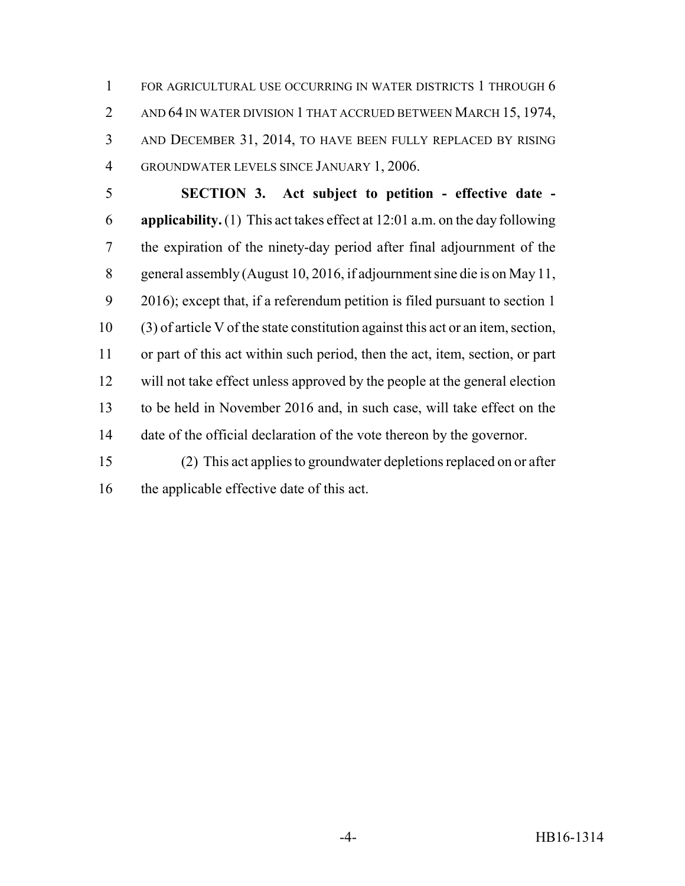FOR AGRICULTURAL USE OCCURRING IN WATER DISTRICTS 1 THROUGH 6 AND 64 IN WATER DIVISION 1 THAT ACCRUED BETWEEN MARCH 15, 1974, AND DECEMBER 31, 2014, TO HAVE BEEN FULLY REPLACED BY RISING GROUNDWATER LEVELS SINCE JANUARY 1, 2006.

**SECTION 3. Act subject to petition - effective date - applicability.** (1) This act takes effect at 12:01 a.m. on the day following the expiration of the ninety-day period after final adjournment of the general assembly (August 10, 2016, if adjournment sine die is on May 11, 2016); except that, if a referendum petition is filed pursuant to section 1 (3) of article V of the state constitution against this act or an item, section, or part of this act within such period, then the act, item, section, or part will not take effect unless approved by the people at the general election to be held in November 2016 and, in such case, will take effect on the date of the official declaration of the vote thereon by the governor.

(2) This act applies to groundwater depletions replaced on or after the applicable effective date of this act.